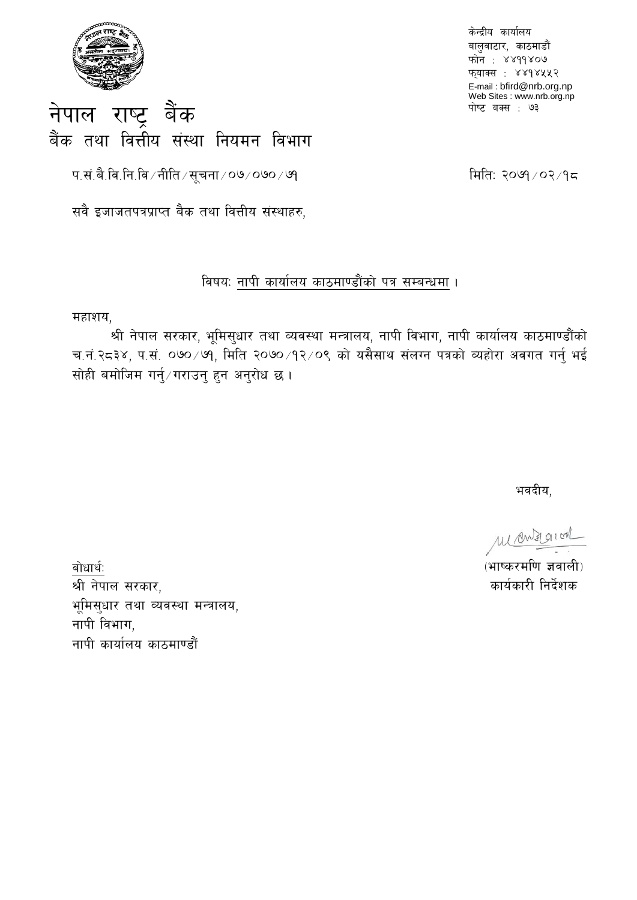केन्द्रीय कार्यालय
बालुवाटार, काठमाडौं
फोन : ४४११४०७
फ्याक्स : ४४१४५५२
E-mail : bfird@nrb.org.np
Web Sites : www.nrb.org.np
पोष्ट बक्स : ७३

# नेपाल राष्ट्र बैंक
## बैंक तथा वित्तीय संस्था नियमन विभाग

प.सं.बै.वि.नि.वि/नीति/सूचना/०७/०७०/७१

मितिः २०७१/०२/१८

सवै इजाजतपत्रप्राप्त बैक तथा वित्तीय संस्थाहरु,

विषयः नापी कार्यालय काठमाण्डौंको पत्र सम्बन्धमा ।

महाशय,

श्री नेपाल सरकार, भूमिसुधार तथा व्यवस्था मन्त्रालय, नापी विभाग, नापी कार्यालय काठमाण्डौंको च.नं.२८३४, प.सं. ०७०/७१, मिति २०७०/१२/०९ को यसैसाथ संलग्न पत्रको व्यहोरा अवगत गर्नु भई सोही बमोजिम गर्नु/गराउनु हुन अनुरोध छ ।

भवदीय,

(भाष्करमणि ज्ञवाली)
कार्यकारी निर्देशक

बोधार्थः
श्री नेपाल सरकार,
भूमिसुधार तथा व्यवस्था मन्त्रालय,
नापी विभाग,
नापी कार्यालय काठमाण्डौं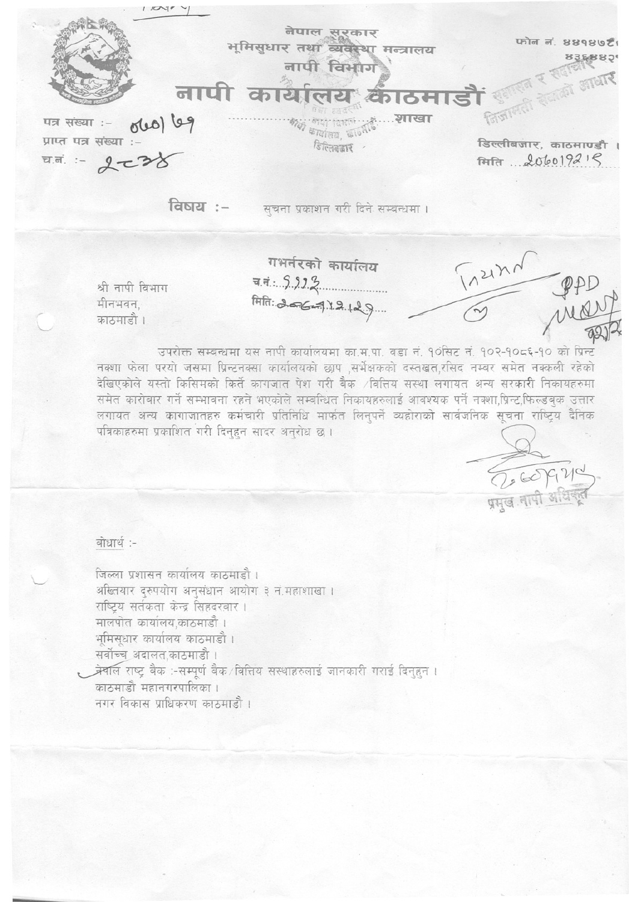नेपाल सरकार
भूमिसुधार तथा व्यवस्था मन्त्रालय
नापी विभाग

# नापी कार्यालय काठमाडौं

फोन नं. ४४१४७८०
४३६४४२०

सुशासन र सदाचार
निजामती सेवाको आधार

पत्र संख्या :- ०६०। ६९
प्राप्त पत्र संख्या :-
च.नं. :- २८३४

..................शाखा

डिल्लीबजार, काठमाण्डौ ।
मिति ...२०६०।१२।१९

विषय :- सुचना प्रकाशन गरी दिने सम्वन्धमा ।

गभर्नरको कार्यालय
च.नं.: ९११३
मिति: २०६०।१२।२९

श्री नापी विभाग
मीनभवन,
काठमाडौं ।

उपरोक्त सम्वन्धमा यस नापी कार्यालयमा का.म.पा. वडा नं. १०सिट नं. १०२-१०८६-१० को प्रिन्ट नक्शा फेला परयो जसमा प्रिन्टनक्सा कार्यालयको छाप ,सर्भेक्षकको दस्तखत,रसिद नम्बर समेत नक्कली रहेको देखिएकोले यस्तो किसिमको किर्ते कागजात पेश गरी बैंक /वित्तिय संस्था लगायत अन्य सरकारी निकायहरुमा समेत कारोबार गर्ने सम्भावना रहने भएकोले सम्वन्धित निकायहरुलाई आवश्यक पर्ने नक्शा,प्रिन्ट,फिल्डबुक उत्तार लगायत अन्य कागाजातहरु कर्मचारी प्रतिनिधि मार्फत लिनुपर्ने व्यहोराको सार्वजनिक सूचना राष्ट्रिय दैनिक पत्रिकाहरुमा प्रकाशित गरी दिनुहुन सादर अनुरोध छ ।

२०६०।१२।१९
प्रमुख नापी अधिकृत

बोधार्थ :-

जिल्ला प्रशासन कार्यालय काठमाडौं ।
अख्तियार दुरुपयोग अनुसंधान आयोग ३ नं.महाशाखा ।
राष्ट्रिय सतर्कता केन्द्र सिंहदरबार ।
मालपोत कार्यालय,काठमाडौं ।
भूमिसूधार कार्यालय काठमाडौं ।
सर्वोच्च अदालत,काठमाडौं ।
नेपाल राष्ट्र बैंक :-सम्पूर्ण बैंक/वित्तिय संस्थाहरुलाई जानकारी गराई दिनुहुन ।
काठमाडौं महानगरपालिका ।
नगर विकास प्राधिकरण काठमाडौं ।